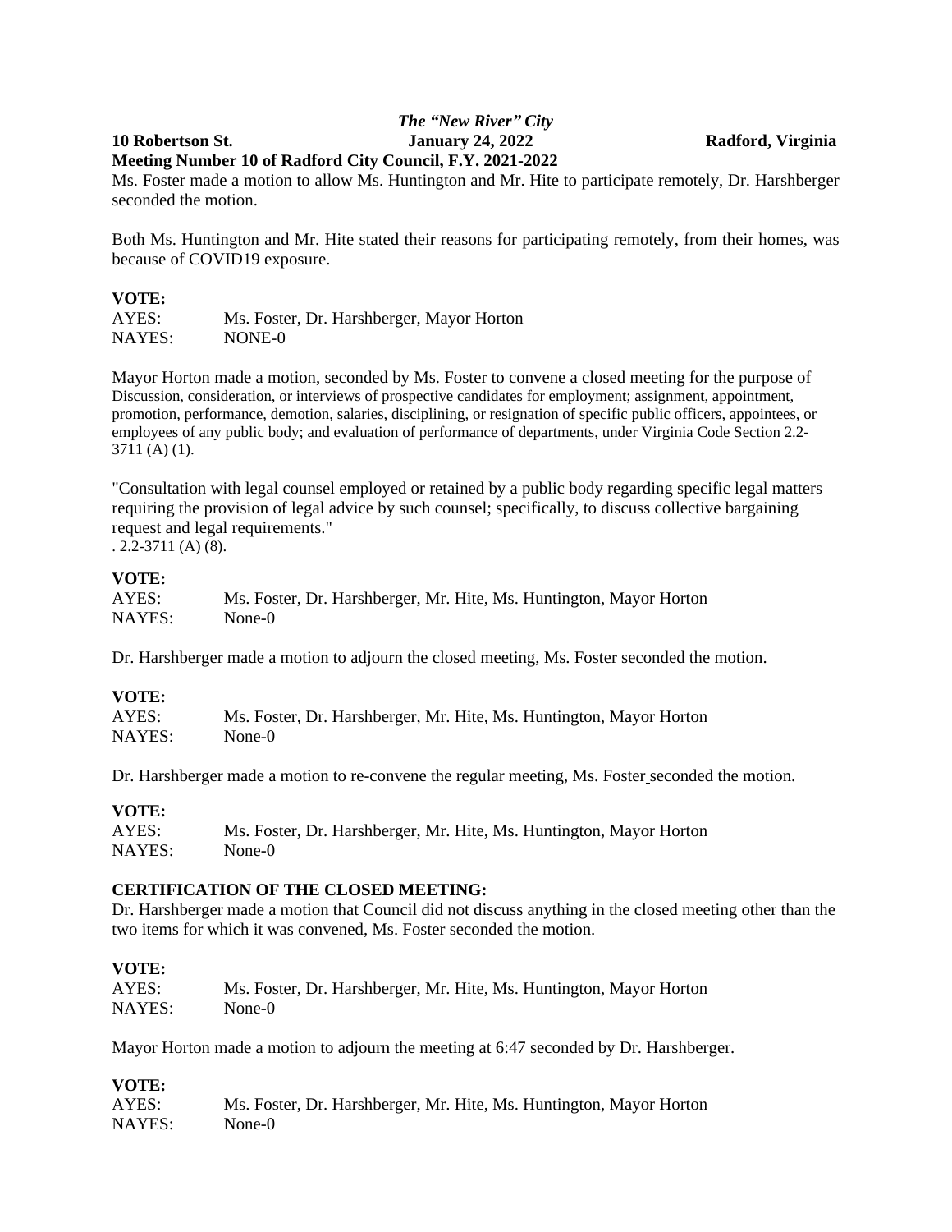***The "New River" City***

**10 Robertson St. — January 24, 2022 — Radford, Virginia**

**Meeting Number 10 of Radford City Council, F.Y. 2021-2022**

Ms. Foster made a motion to allow Ms. Huntington and Mr. Hite to participate remotely, Dr. Harshberger seconded the motion.

Both Ms. Huntington and Mr. Hite stated their reasons for participating remotely, from their homes, was because of COVID19 exposure.

**VOTE:**

AYES: Ms. Foster, Dr. Harshberger, Mayor Horton
NAYES: NONE-0

Mayor Horton made a motion, seconded by Ms. Foster to convene a closed meeting for the purpose of Discussion, consideration, or interviews of prospective candidates for employment; assignment, appointment, promotion, performance, demotion, salaries, disciplining, or resignation of specific public officers, appointees, or employees of any public body; and evaluation of performance of departments, under Virginia Code Section 2.2-3711 (A) (1).

"Consultation with legal counsel employed or retained by a public body regarding specific legal matters requiring the provision of legal advice by such counsel; specifically, to discuss collective bargaining request and legal requirements."
. 2.2-3711 (A) (8).

**VOTE:**

AYES: Ms. Foster, Dr. Harshberger, Mr. Hite, Ms. Huntington, Mayor Horton
NAYES: None-0

Dr. Harshberger made a motion to adjourn the closed meeting, Ms. Foster seconded the motion.

**VOTE:**

AYES: Ms. Foster, Dr. Harshberger, Mr. Hite, Ms. Huntington, Mayor Horton
NAYES: None-0

Dr. Harshberger made a motion to re-convene the regular meeting, Ms. Foster seconded the motion.

**VOTE:**

AYES: Ms. Foster, Dr. Harshberger, Mr. Hite, Ms. Huntington, Mayor Horton
NAYES: None-0

**CERTIFICATION OF THE CLOSED MEETING:**

Dr. Harshberger made a motion that Council did not discuss anything in the closed meeting other than the two items for which it was convened, Ms. Foster seconded the motion.

**VOTE:**

AYES: Ms. Foster, Dr. Harshberger, Mr. Hite, Ms. Huntington, Mayor Horton
NAYES: None-0

Mayor Horton made a motion to adjourn the meeting at 6:47 seconded by Dr. Harshberger.

**VOTE:**

AYES: Ms. Foster, Dr. Harshberger, Mr. Hite, Ms. Huntington, Mayor Horton
NAYES: None-0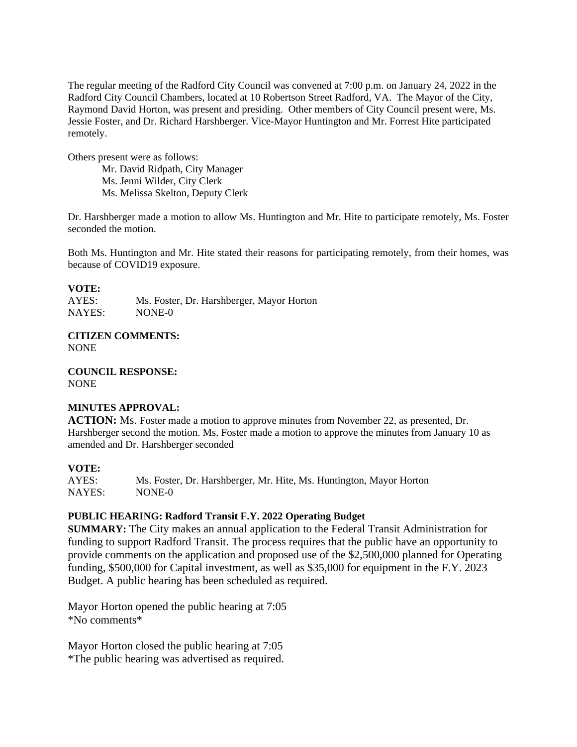The regular meeting of the Radford City Council was convened at 7:00 p.m. on January 24, 2022 in the Radford City Council Chambers, located at 10 Robertson Street Radford, VA. The Mayor of the City, Raymond David Horton, was present and presiding. Other members of City Council present were, Ms. Jessie Foster, and Dr. Richard Harshberger. Vice-Mayor Huntington and Mr. Forrest Hite participated remotely.

Others present were as follows:

Mr. David Ridpath, City Manager
Ms. Jenni Wilder, City Clerk
Ms. Melissa Skelton, Deputy Clerk

Dr. Harshberger made a motion to allow Ms. Huntington and Mr. Hite to participate remotely, Ms. Foster seconded the motion.

Both Ms. Huntington and Mr. Hite stated their reasons for participating remotely, from their homes, was because of COVID19 exposure.

**VOTE:**

AYES: Ms. Foster, Dr. Harshberger, Mayor Horton
NAYES: NONE-0

**CITIZEN COMMENTS:**
NONE

**COUNCIL RESPONSE:**
NONE

**MINUTES APPROVAL:**

**ACTION:** Ms. Foster made a motion to approve minutes from November 22, as presented, Dr. Harshberger second the motion. Ms. Foster made a motion to approve the minutes from January 10 as amended and Dr. Harshberger seconded

**VOTE:**

AYES: Ms. Foster, Dr. Harshberger, Mr. Hite, Ms. Huntington, Mayor Horton
NAYES: NONE-0

**PUBLIC HEARING: Radford Transit F.Y. 2022 Operating Budget**

**SUMMARY:** The City makes an annual application to the Federal Transit Administration for funding to support Radford Transit. The process requires that the public have an opportunity to provide comments on the application and proposed use of the $2,500,000 planned for Operating funding, $500,000 for Capital investment, as well as $35,000 for equipment in the F.Y. 2023 Budget. A public hearing has been scheduled as required.

Mayor Horton opened the public hearing at 7:05
*No comments*

Mayor Horton closed the public hearing at 7:05
*The public hearing was advertised as required.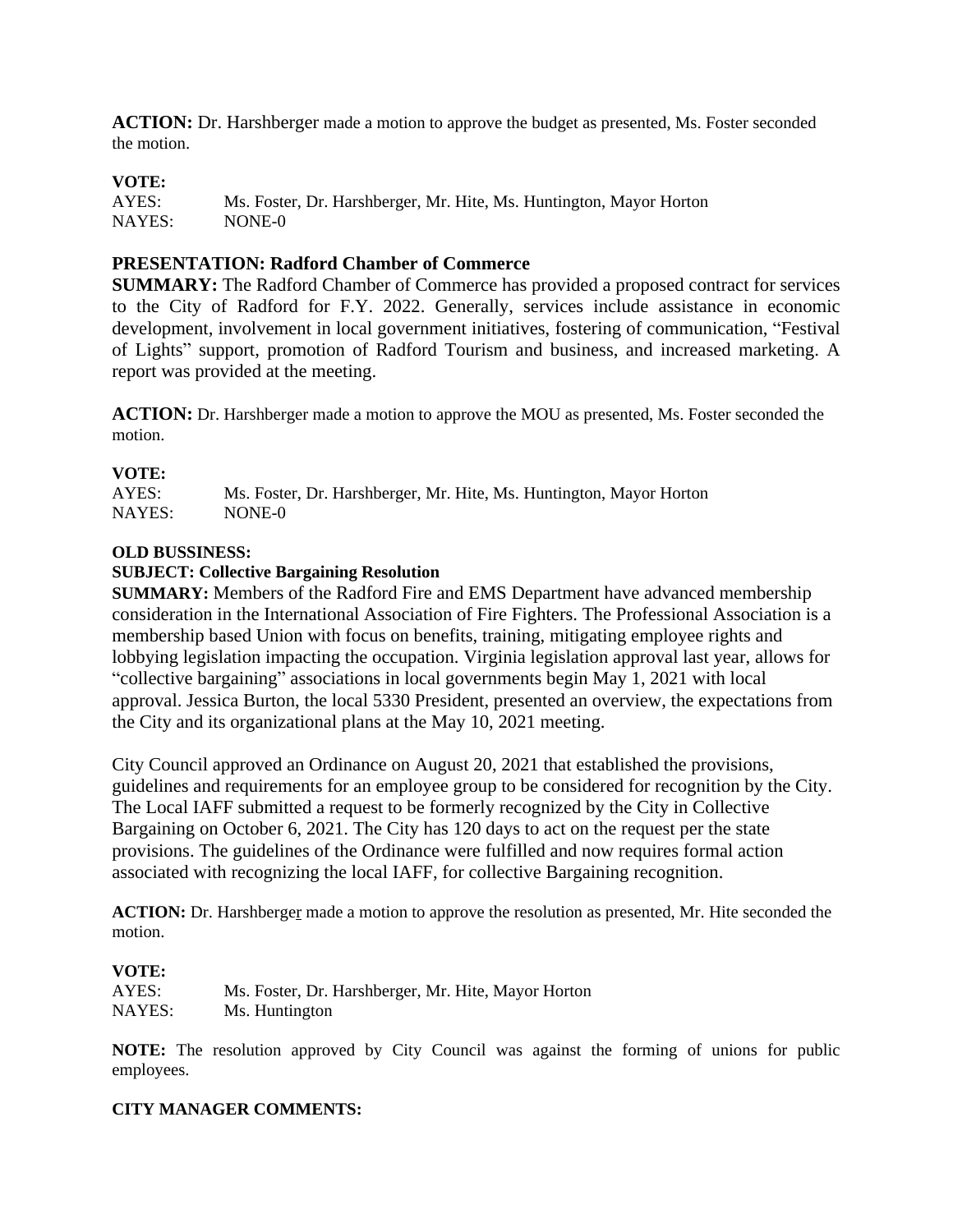**ACTION:** Dr. Harshberger made a motion to approve the budget as presented, Ms. Foster seconded the motion.

**VOTE:**
AYES: Ms. Foster, Dr. Harshberger, Mr. Hite, Ms. Huntington, Mayor Horton
NAYES: NONE-0

## PRESENTATION: Radford Chamber of Commerce

**SUMMARY:** The Radford Chamber of Commerce has provided a proposed contract for services to the City of Radford for F.Y. 2022. Generally, services include assistance in economic development, involvement in local government initiatives, fostering of communication, "Festival of Lights" support, promotion of Radford Tourism and business, and increased marketing. A report was provided at the meeting.

**ACTION:** Dr. Harshberger made a motion to approve the MOU as presented, Ms. Foster seconded the motion.

**VOTE:**
AYES: Ms. Foster, Dr. Harshberger, Mr. Hite, Ms. Huntington, Mayor Horton
NAYES: NONE-0

**OLD BUSSINESS:**

**SUBJECT: Collective Bargaining Resolution**

**SUMMARY:** Members of the Radford Fire and EMS Department have advanced membership consideration in the International Association of Fire Fighters. The Professional Association is a membership based Union with focus on benefits, training, mitigating employee rights and lobbying legislation impacting the occupation. Virginia legislation approval last year, allows for "collective bargaining" associations in local governments begin May 1, 2021 with local approval. Jessica Burton, the local 5330 President, presented an overview, the expectations from the City and its organizational plans at the May 10, 2021 meeting.

City Council approved an Ordinance on August 20, 2021 that established the provisions, guidelines and requirements for an employee group to be considered for recognition by the City. The Local IAFF submitted a request to be formerly recognized by the City in Collective Bargaining on October 6, 2021. The City has 120 days to act on the request per the state provisions. The guidelines of the Ordinance were fulfilled and now requires formal action associated with recognizing the local IAFF, for collective Bargaining recognition.

**ACTION:** Dr. Harshberger made a motion to approve the resolution as presented, Mr. Hite seconded the motion.

**VOTE:**
AYES: Ms. Foster, Dr. Harshberger, Mr. Hite, Mayor Horton
NAYES: Ms. Huntington

**NOTE:** The resolution approved by City Council was against the forming of unions for public employees.

**CITY MANAGER COMMENTS:**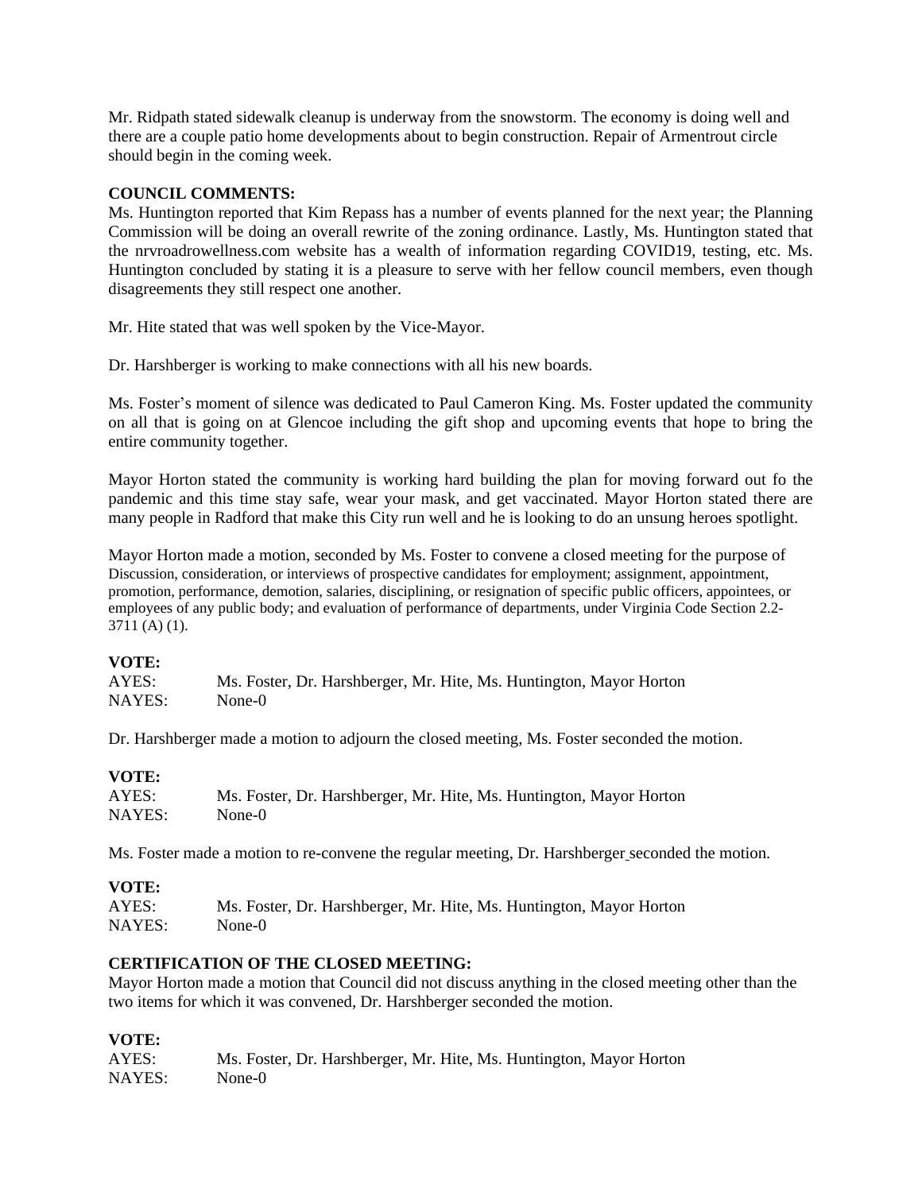Mr. Ridpath stated sidewalk cleanup is underway from the snowstorm. The economy is doing well and there are a couple patio home developments about to begin construction. Repair of Armentrout circle should begin in the coming week.

**COUNCIL COMMENTS:**

Ms. Huntington reported that Kim Repass has a number of events planned for the next year; the Planning Commission will be doing an overall rewrite of the zoning ordinance. Lastly, Ms. Huntington stated that the nrvroadrowellness.com website has a wealth of information regarding COVID19, testing, etc. Ms. Huntington concluded by stating it is a pleasure to serve with her fellow council members, even though disagreements they still respect one another.

Mr. Hite stated that was well spoken by the Vice-Mayor.

Dr. Harshberger is working to make connections with all his new boards.

Ms. Foster's moment of silence was dedicated to Paul Cameron King. Ms. Foster updated the community on all that is going on at Glencoe including the gift shop and upcoming events that hope to bring the entire community together.

Mayor Horton stated the community is working hard building the plan for moving forward out fo the pandemic and this time stay safe, wear your mask, and get vaccinated. Mayor Horton stated there are many people in Radford that make this City run well and he is looking to do an unsung heroes spotlight.

Mayor Horton made a motion, seconded by Ms. Foster to convene a closed meeting for the purpose of Discussion, consideration, or interviews of prospective candidates for employment; assignment, appointment, promotion, performance, demotion, salaries, disciplining, or resignation of specific public officers, appointees, or employees of any public body; and evaluation of performance of departments, under Virginia Code Section 2.2-3711 (A) (1).

**VOTE:**

| | |
|---|---|
| AYES: | Ms. Foster, Dr. Harshberger, Mr. Hite, Ms. Huntington, Mayor Horton |
| NAYES: | None-0 |

Dr. Harshberger made a motion to adjourn the closed meeting, Ms. Foster seconded the motion.

**VOTE:**

| | |
|---|---|
| AYES: | Ms. Foster, Dr. Harshberger, Mr. Hite, Ms. Huntington, Mayor Horton |
| NAYES: | None-0 |

Ms. Foster made a motion to re-convene the regular meeting, Dr. Harshberger seconded the motion.

**VOTE:**

| | |
|---|---|
| AYES: | Ms. Foster, Dr. Harshberger, Mr. Hite, Ms. Huntington, Mayor Horton |
| NAYES: | None-0 |

**CERTIFICATION OF THE CLOSED MEETING:**

Mayor Horton made a motion that Council did not discuss anything in the closed meeting other than the two items for which it was convened, Dr. Harshberger seconded the motion.

**VOTE:**

| | |
|---|---|
| AYES: | Ms. Foster, Dr. Harshberger, Mr. Hite, Ms. Huntington, Mayor Horton |
| NAYES: | None-0 |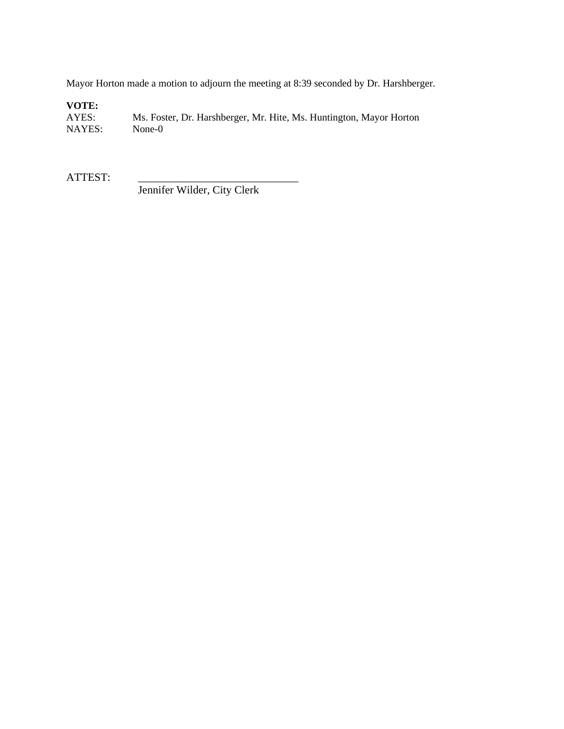Mayor Horton made a motion to adjourn the meeting at 8:39 seconded by Dr. Harshberger.

**VOTE:**
AYES: Ms. Foster, Dr. Harshberger, Mr. Hite, Ms. Huntington, Mayor Horton
NAYES: None-0

ATTEST: ______________________________
Jennifer Wilder, City Clerk